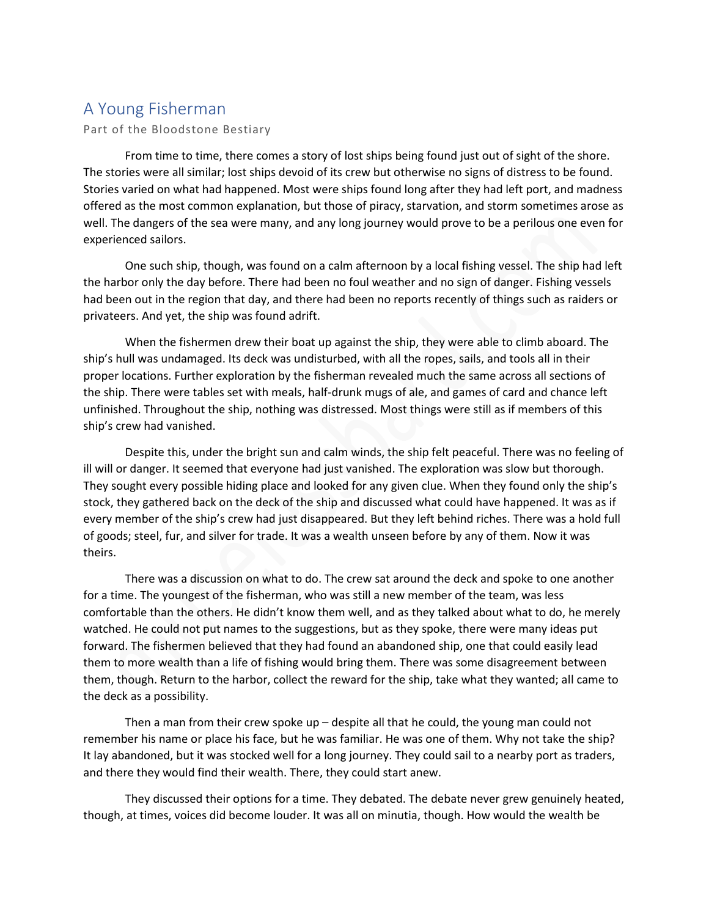# A Young Fisherman

Part of the Bloodstone Bestiary

From time to time, there comes a story of lost ships being found just out of sight of the shore. The stories were all similar; lost ships devoid of its crew but otherwise no signs of distress to be found. Stories varied on what had happened. Most were ships found long after they had left port, and madness offered as the most common explanation, but those of piracy, starvation, and storm sometimes arose as well. The dangers of the sea were many, and any long journey would prove to be a perilous one even for experienced sailors.

One such ship, though, was found on a calm afternoon by a local fishing vessel. The ship had left the harbor only the day before. There had been no foul weather and no sign of danger. Fishing vessels had been out in the region that day, and there had been no reports recently of things such as raiders or privateers. And yet, the ship was found adrift.

When the fishermen drew their boat up against the ship, they were able to climb aboard. The ship's hull was undamaged. Its deck was undisturbed, with all the ropes, sails, and tools all in their proper locations. Further exploration by the fisherman revealed much the same across all sections of the ship. There were tables set with meals, half-drunk mugs of ale, and games of card and chance left unfinished. Throughout the ship, nothing was distressed. Most things were still as if members of this ship's crew had vanished.

Despite this, under the bright sun and calm winds, the ship felt peaceful. There was no feeling of ill will or danger. It seemed that everyone had just vanished. The exploration was slow but thorough. They sought every possible hiding place and looked for any given clue. When they found only the ship's stock, they gathered back on the deck of the ship and discussed what could have happened. It was as if every member of the ship's crew had just disappeared. But they left behind riches. There was a hold full of goods; steel, fur, and silver for trade. It was a wealth unseen before by any of them. Now it was theirs.

There was a discussion on what to do. The crew sat around the deck and spoke to one another for a time. The youngest of the fisherman, who was still a new member of the team, was less comfortable than the others. He didn't know them well, and as they talked about what to do, he merely watched. He could not put names to the suggestions, but as they spoke, there were many ideas put forward. The fishermen believed that they had found an abandoned ship, one that could easily lead them to more wealth than a life of fishing would bring them. There was some disagreement between them, though. Return to the harbor, collect the reward for the ship, take what they wanted; all came to the deck as a possibility.

Then a man from their crew spoke up – despite all that he could, the young man could not remember his name or place his face, but he was familiar. He was one of them. Why not take the ship? It lay abandoned, but it was stocked well for a long journey. They could sail to a nearby port as traders, and there they would find their wealth. There, they could start anew.

They discussed their options for a time. They debated. The debate never grew genuinely heated, though, at times, voices did become louder. It was all on minutia, though. How would the wealth be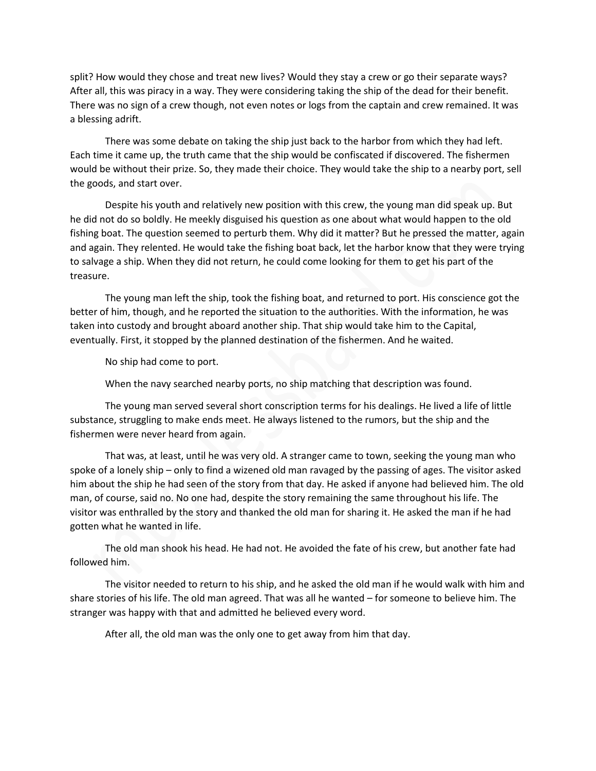split? How would they chose and treat new lives? Would they stay a crew or go their separate ways? After all, this was piracy in a way. They were considering taking the ship of the dead for their benefit. There was no sign of a crew though, not even notes or logs from the captain and crew remained. It was a blessing adrift.

There was some debate on taking the ship just back to the harbor from which they had left. Each time it came up, the truth came that the ship would be confiscated if discovered. The fishermen would be without their prize. So, they made their choice. They would take the ship to a nearby port, sell the goods, and start over.

Despite his youth and relatively new position with this crew, the young man did speak up. But he did not do so boldly. He meekly disguised his question as one about what would happen to the old fishing boat. The question seemed to perturb them. Why did it matter? But he pressed the matter, again and again. They relented. He would take the fishing boat back, let the harbor know that they were trying to salvage a ship. When they did not return, he could come looking for them to get his part of the treasure.

The young man left the ship, took the fishing boat, and returned to port. His conscience got the better of him, though, and he reported the situation to the authorities. With the information, he was taken into custody and brought aboard another ship. That ship would take him to the Capital, eventually. First, it stopped by the planned destination of the fishermen. And he waited.

No ship had come to port.

When the navy searched nearby ports, no ship matching that description was found.

The young man served several short conscription terms for his dealings. He lived a life of little substance, struggling to make ends meet. He always listened to the rumors, but the ship and the fishermen were never heard from again.

That was, at least, until he was very old. A stranger came to town, seeking the young man who spoke of a lonely ship – only to find a wizened old man ravaged by the passing of ages. The visitor asked him about the ship he had seen of the story from that day. He asked if anyone had believed him. The old man, of course, said no. No one had, despite the story remaining the same throughout his life. The visitor was enthralled by the story and thanked the old man for sharing it. He asked the man if he had gotten what he wanted in life.

The old man shook his head. He had not. He avoided the fate of his crew, but another fate had followed him.

The visitor needed to return to his ship, and he asked the old man if he would walk with him and share stories of his life. The old man agreed. That was all he wanted – for someone to believe him. The stranger was happy with that and admitted he believed every word.

After all, the old man was the only one to get away from him that day.